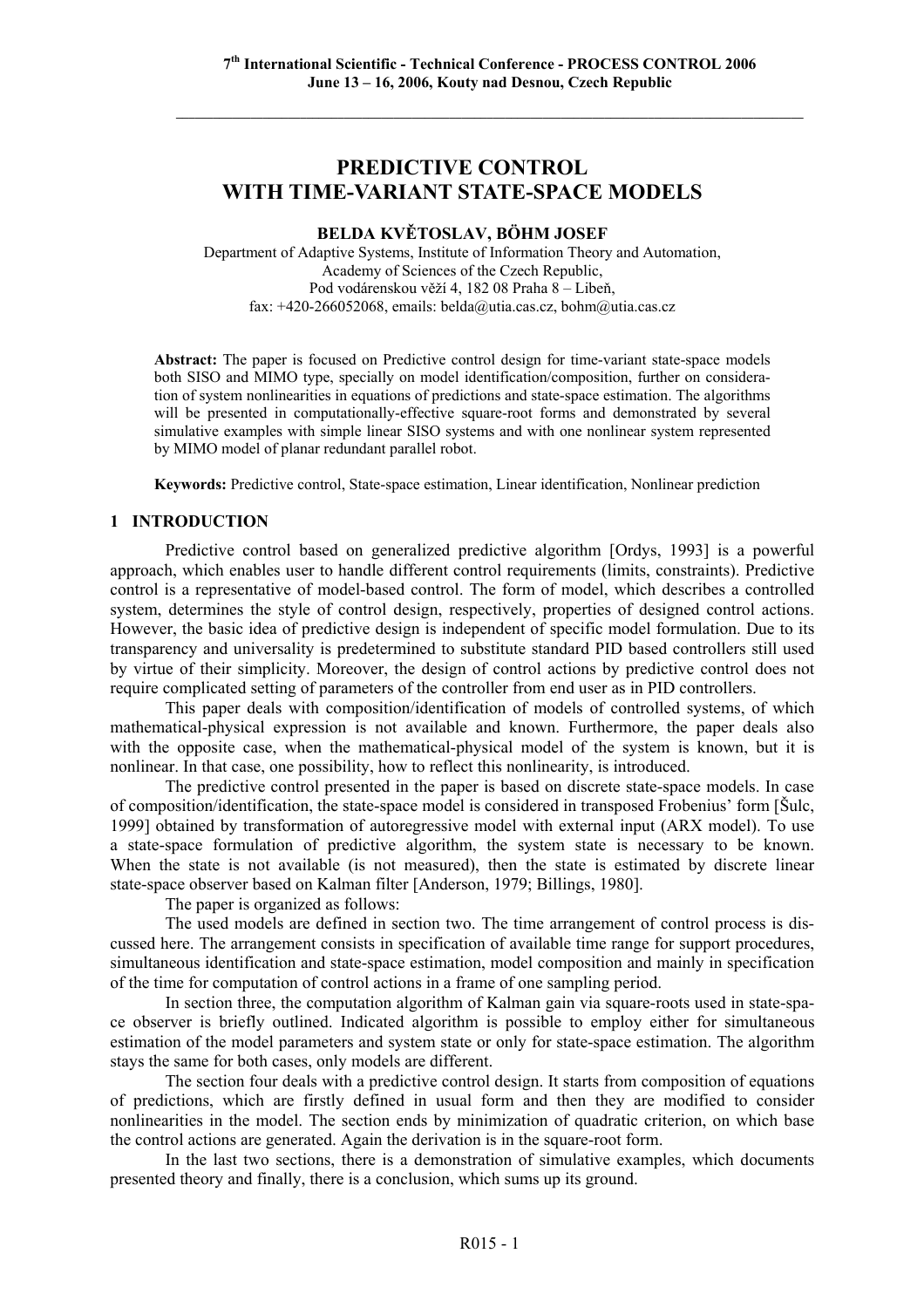# PREDICTIVE CONTROL WITH TIME-VARIANT STATE-SPACE MODELS

**BELDA KVĚTOSLAV, BÖHM JOSEF**

Department of Adaptive Systems, Institute of Information Theory and Automation,
Academy of Sciences of the Czech Republic,
Pod vodárenskou věží 4, 182 08 Praha 8 – Libeň,
fax: +420-266052068, emails: belda@utia.cas.cz, bohm@utia.cas.cz

**Abstract:** The paper is focused on Predictive control design for time-variant state-space models both SISO and MIMO type, specially on model identification/composition, further on consideration of system nonlinearities in equations of predictions and state-space estimation. The algorithms will be presented in computationally-effective square-root forms and demonstrated by several simulative examples with simple linear SISO systems and with one nonlinear system represented by MIMO model of planar redundant parallel robot.

**Keywords:** Predictive control, State-space estimation, Linear identification, Nonlinear prediction

## 1 INTRODUCTION

Predictive control based on generalized predictive algorithm [Ordys, 1993] is a powerful approach, which enables user to handle different control requirements (limits, constraints). Predictive control is a representative of model-based control. The form of model, which describes a controlled system, determines the style of control design, respectively, properties of designed control actions. However, the basic idea of predictive design is independent of specific model formulation. Due to its transparency and universality is predetermined to substitute standard PID based controllers still used by virtue of their simplicity. Moreover, the design of control actions by predictive control does not require complicated setting of parameters of the controller from end user as in PID controllers.

This paper deals with composition/identification of models of controlled systems, of which mathematical-physical expression is not available and known. Furthermore, the paper deals also with the opposite case, when the mathematical-physical model of the system is known, but it is nonlinear. In that case, one possibility, how to reflect this nonlinearity, is introduced.

The predictive control presented in the paper is based on discrete state-space models. In case of composition/identification, the state-space model is considered in transposed Frobenius' form [Šulc, 1999] obtained by transformation of autoregressive model with external input (ARX model). To use a state-space formulation of predictive algorithm, the system state is necessary to be known. When the state is not available (is not measured), then the state is estimated by discrete linear state-space observer based on Kalman filter [Anderson, 1979; Billings, 1980].

The paper is organized as follows:

The used models are defined in section two. The time arrangement of control process is discussed here. The arrangement consists in specification of available time range for support procedures, simultaneous identification and state-space estimation, model composition and mainly in specification of the time for computation of control actions in a frame of one sampling period.

In section three, the computation algorithm of Kalman gain via square-roots used in state-space observer is briefly outlined. Indicated algorithm is possible to employ either for simultaneous estimation of the model parameters and system state or only for state-space estimation. The algorithm stays the same for both cases, only models are different.

The section four deals with a predictive control design. It starts from composition of equations of predictions, which are firstly defined in usual form and then they are modified to consider nonlinearities in the model. The section ends by minimization of quadratic criterion, on which base the control actions are generated. Again the derivation is in the square-root form.

In the last two sections, there is a demonstration of simulative examples, which documents presented theory and finally, there is a conclusion, which sums up its ground.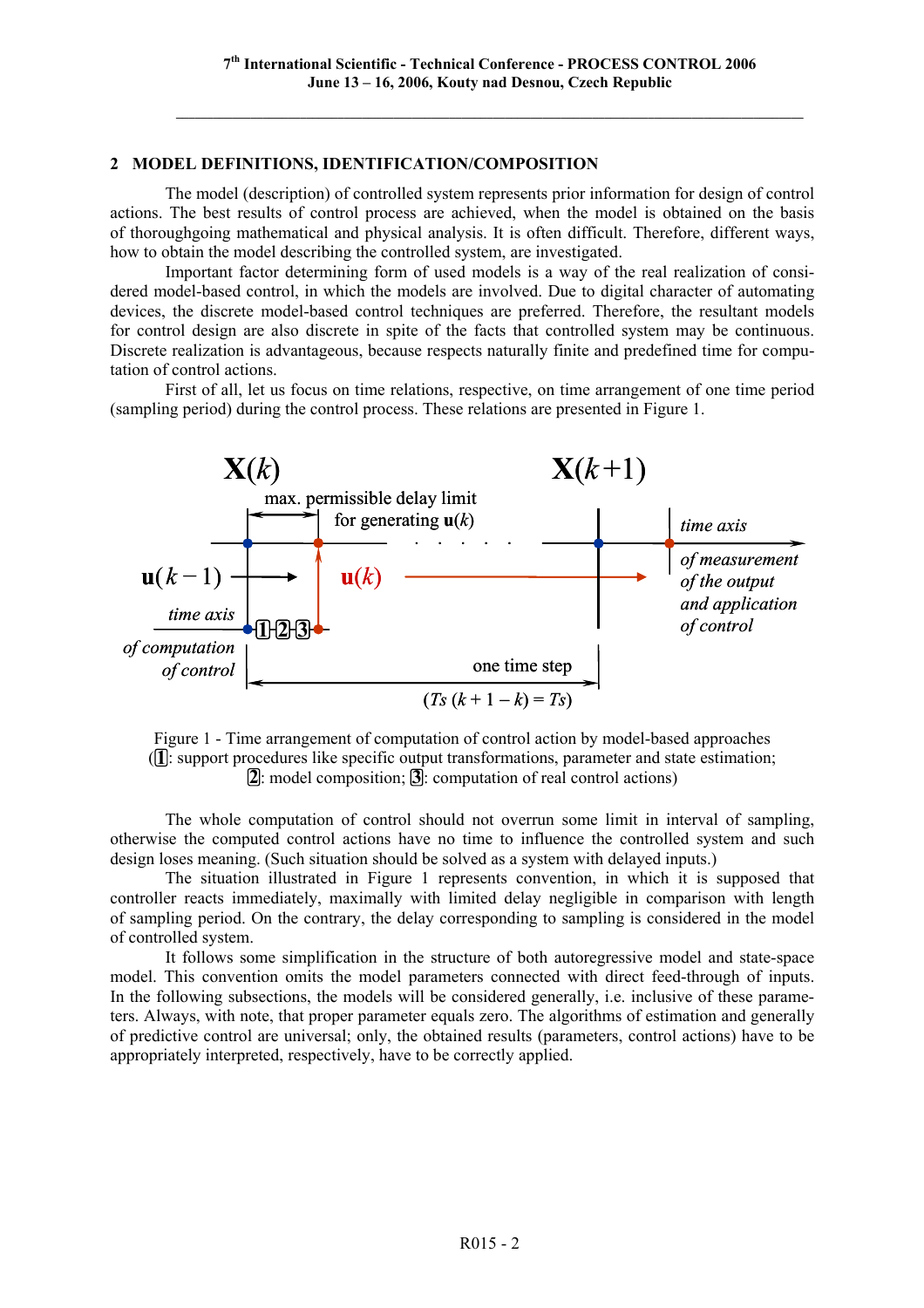## 2 MODEL DEFINITIONS, IDENTIFICATION/COMPOSITION

The model (description) of controlled system represents prior information for design of control actions. The best results of control process are achieved, when the model is obtained on the basis of thoroughgoing mathematical and physical analysis. It is often difficult. Therefore, different ways, how to obtain the model describing the controlled system, are investigated.

Important factor determining form of used models is a way of the real realization of considered model-based control, in which the models are involved. Due to digital character of automating devices, the discrete model-based control techniques are preferred. Therefore, the resultant models for control design are also discrete in spite of the facts that controlled system may be continuous. Discrete realization is advantageous, because respects naturally finite and predefined time for computation of control actions.

First of all, let us focus on time relations, respective, on time arrangement of one time period (sampling period) during the control process. These relations are presented in Figure 1.

Figure 1 - Time arrangement of computation of control action by model-based approaches (1: support procedures like specific output transformations, parameter and state estimation; 2: model composition; 3: computation of real control actions)

The whole computation of control should not overrun some limit in interval of sampling, otherwise the computed control actions have no time to influence the controlled system and such design loses meaning. (Such situation should be solved as a system with delayed inputs.)

The situation illustrated in Figure 1 represents convention, in which it is supposed that controller reacts immediately, maximally with limited delay negligible in comparison with length of sampling period. On the contrary, the delay corresponding to sampling is considered in the model of controlled system.

It follows some simplification in the structure of both autoregressive model and state-space model. This convention omits the model parameters connected with direct feed-through of inputs. In the following subsections, the models will be considered generally, i.e. inclusive of these parameters. Always, with note, that proper parameter equals zero. The algorithms of estimation and generally of predictive control are universal; only, the obtained results (parameters, control actions) have to be appropriately interpreted, respectively, have to be correctly applied.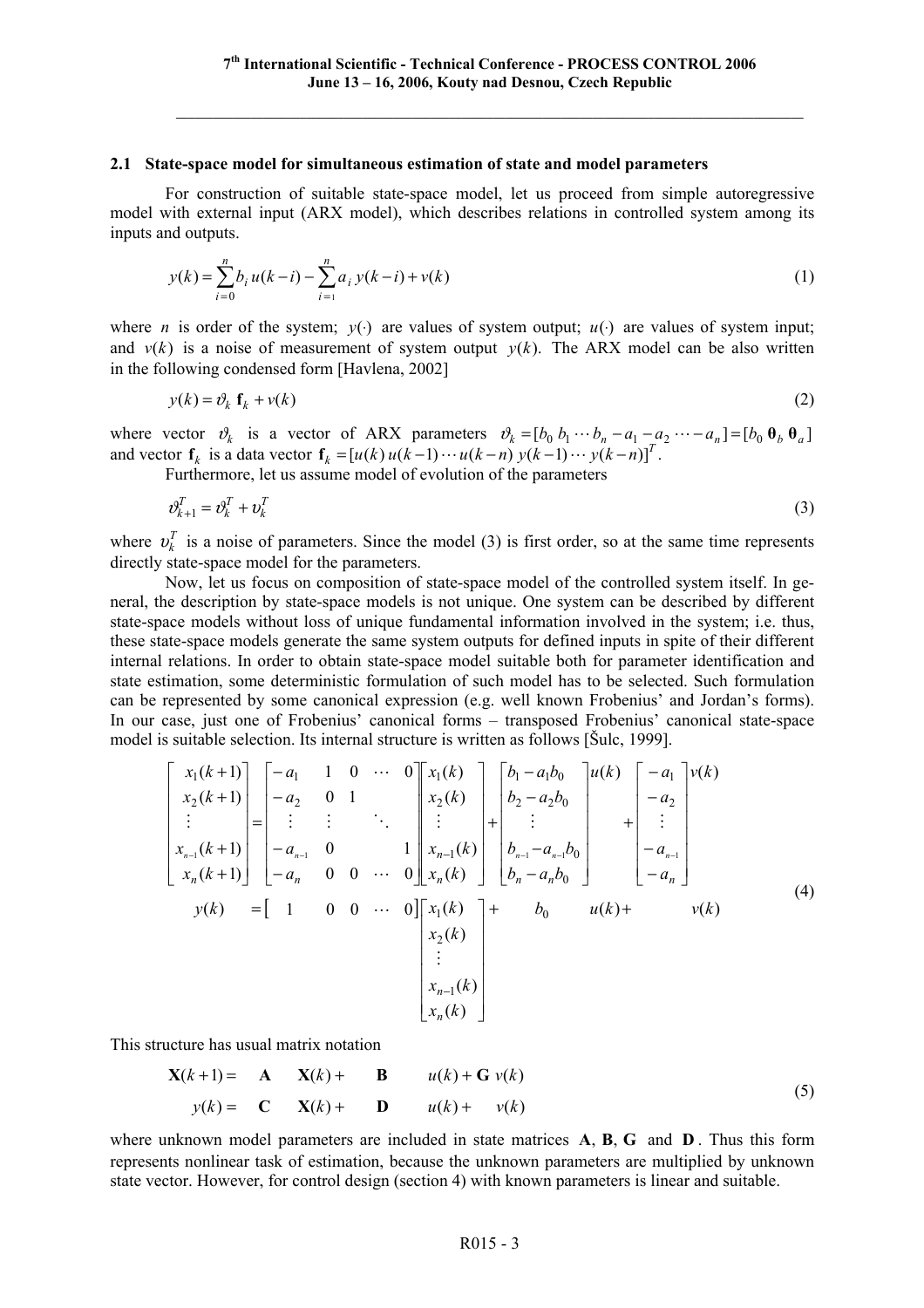### 2.1 State-space model for simultaneous estimation of state and model parameters

For construction of suitable state-space model, let us proceed from simple autoregressive model with external input (ARX model), which describes relations in controlled system among its inputs and outputs.

$$y(k) = \sum_{i=0}^{n} b_i \, u(k-i) - \sum_{i=1}^{n} a_i \, y(k-i) + v(k) \tag{1}$$

where $n$ is order of the system; $y(\cdot)$ are values of system output; $u(\cdot)$ are values of system input; and $v(k)$ is a noise of measurement of system output $y(k)$. The ARX model can be also written in the following condensed form [Havlena, 2002]

$$y(k) = \vartheta_k \, \mathbf{f}_k + v(k) \tag{2}$$

where vector $\vartheta_k$ is a vector of ARX parameters $\vartheta_k = [b_0 \; b_1 \cdots b_n \; -a_1 \; -a_2 \cdots -a_n] = [b_0 \; \boldsymbol{\theta}_b \; \boldsymbol{\theta}_a]$ and vector $\mathbf{f}_k$ is a data vector $\mathbf{f}_k = [u(k) \; u(k-1) \cdots u(k-n) \; y(k-1) \cdots y(k-n)]^T$.

Furthermore, let us assume model of evolution of the parameters

$$\vartheta_{k+1}^T = \vartheta_k^T + \upsilon_k^T \tag{3}$$

where $\upsilon_k^T$ is a noise of parameters. Since the model (3) is first order, so at the same time represents directly state-space model for the parameters.

Now, let us focus on composition of state-space model of the controlled system itself. In general, the description by state-space models is not unique. One system can be described by different state-space models without loss of unique fundamental information involved in the system; i.e. thus, these state-space models generate the same system outputs for defined inputs in spite of their different internal relations. In order to obtain state-space model suitable both for parameter identification and state estimation, some deterministic formulation of such model has to be selected. Such formulation can be represented by some canonical expression (e.g. well known Frobenius' and Jordan's forms). In our case, just one of Frobenius' canonical forms – transposed Frobenius' canonical state-space model is suitable selection. Its internal structure is written as follows [Šulc, 1999].

$$\begin{aligned}
\begin{bmatrix} x_1(k+1) \\ x_2(k+1) \\ \vdots \\ x_{n-1}(k+1) \\ x_n(k+1) \end{bmatrix} &=
\begin{bmatrix} -a_1 & 1 & 0 & \cdots & 0 \\ -a_2 & 0 & 1 & & \\ \vdots & \vdots & & \ddots & \\ -a_{n-1} & 0 & & & 1 \\ -a_n & 0 & 0 & \cdots & 0 \end{bmatrix}
\begin{bmatrix} x_1(k) \\ x_2(k) \\ \vdots \\ x_{n-1}(k) \\ x_n(k) \end{bmatrix} +
\begin{bmatrix} b_1 - a_1 b_0 \\ b_2 - a_2 b_0 \\ \vdots \\ b_{n-1} - a_{n-1} b_0 \\ b_n - a_n b_0 \end{bmatrix} u(k) +
\begin{bmatrix} -a_1 \\ -a_2 \\ \vdots \\ -a_{n-1} \\ -a_n \end{bmatrix} v(k) \\
y(k) &= \begin{bmatrix} 1 & 0 & 0 & \cdots & 0 \end{bmatrix}
\begin{bmatrix} x_1(k) \\ x_2(k) \\ \vdots \\ x_{n-1}(k) \\ x_n(k) \end{bmatrix} + b_0 \, u(k) + v(k)
\end{aligned} \tag{4}$$

This structure has usual matrix notation

$$\begin{aligned}
\mathbf{X}(k+1) &= \mathbf{A} \, \mathbf{X}(k) + \mathbf{B} \, u(k) + \mathbf{G} \, v(k) \\
y(k) &= \mathbf{C} \, \mathbf{X}(k) + \mathbf{D} \, u(k) + v(k)
\end{aligned} \tag{5}$$

where unknown model parameters are included in state matrices $\mathbf{A}$, $\mathbf{B}$, $\mathbf{G}$ and $\mathbf{D}$. Thus this form represents nonlinear task of estimation, because the unknown parameters are multiplied by unknown state vector. However, for control design (section 4) with known parameters is linear and suitable.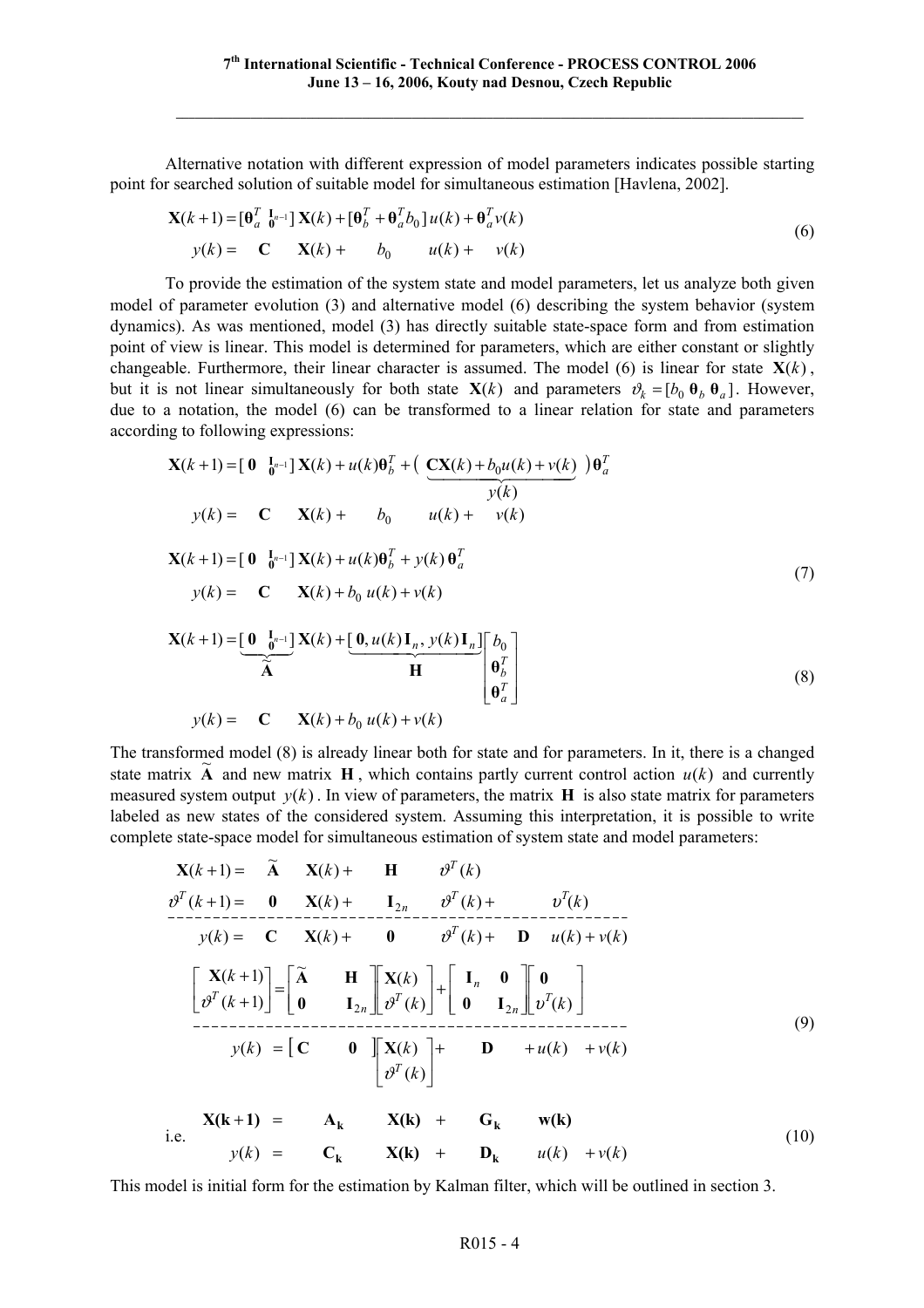Alternative notation with different expression of model parameters indicates possible starting point for searched solution of suitable model for simultaneous estimation [Havlena, 2002].

$$
\begin{aligned}
\mathbf{X}(k+1) &= [\boldsymbol{\theta}_a^T \ \ {}_{\mathbf{0}}^{\mathbf{I}_{n-1}}]\,\mathbf{X}(k) + [\boldsymbol{\theta}_b^T + \boldsymbol{\theta}_a^T b_0]\,u(k) + \boldsymbol{\theta}_a^T v(k) \\
y(k) &= \quad \mathbf{C} \quad\ \mathbf{X}(k) + \quad\ b_0 \quad\ u(k) + \quad v(k)
\end{aligned} \tag{6}
$$

To provide the estimation of the system state and model parameters, let us analyze both given model of parameter evolution (3) and alternative model (6) describing the system behavior (system dynamics). As was mentioned, model (3) has directly suitable state-space form and from estimation point of view is linear. This model is determined for parameters, which are either constant or slightly changeable. Furthermore, their linear character is assumed. The model (6) is linear for state $\mathbf{X}(k)$, but it is not linear simultaneously for both state $\mathbf{X}(k)$ and parameters $\vartheta_k = [b_0 \ \boldsymbol{\theta}_b \ \boldsymbol{\theta}_a]$. However, due to a notation, the model (6) can be transformed to a linear relation for state and parameters according to following expressions:

$$
\begin{aligned}
\mathbf{X}(k+1) &= [\,\mathbf{0} \ \ {}_{\mathbf{0}}^{\mathbf{I}_{n-1}}]\,\mathbf{X}(k) + u(k)\boldsymbol{\theta}_b^T + \big(\underbrace{\mathbf{C}\mathbf{X}(k) + b_0 u(k) + v(k)}_{y(k)}\big)\,\boldsymbol{\theta}_a^T \\
y(k) &= \quad \mathbf{C} \quad\ \mathbf{X}(k) + \quad\ b_0 \quad\ u(k) + \quad v(k)
\end{aligned}
$$

$$
\begin{aligned}
\mathbf{X}(k+1) &= [\,\mathbf{0} \ \ {}_{\mathbf{0}}^{\mathbf{I}_{n-1}}]\,\mathbf{X}(k) + u(k)\boldsymbol{\theta}_b^T + y(k)\,\boldsymbol{\theta}_a^T \\
y(k) &= \quad \mathbf{C} \quad\ \mathbf{X}(k) + b_0\, u(k) + v(k)
\end{aligned} \tag{7}
$$

$$
\begin{aligned}
\mathbf{X}(k+1) &= \underbrace{[\,\mathbf{0} \ \ {}_{\mathbf{0}}^{\mathbf{I}_{n-1}}]}_{\widetilde{\mathbf{A}}}\,\mathbf{X}(k) + \underbrace{[\,\mathbf{0}, u(k)\,\mathbf{I}_n,\ y(k)\,\mathbf{I}_n]}_{\mathbf{H}} \begin{bmatrix} b_0 \\ \boldsymbol{\theta}_b^T \\ \boldsymbol{\theta}_a^T \end{bmatrix} \\
y(k) &= \quad \mathbf{C} \quad\ \mathbf{X}(k) + b_0\, u(k) + v(k)
\end{aligned} \tag{8}
$$

The transformed model (8) is already linear both for state and for parameters. In it, there is a changed state matrix $\widetilde{\mathbf{A}}$ and new matrix $\mathbf{H}$, which contains partly current control action $u(k)$ and currently measured system output $y(k)$. In view of parameters, the matrix $\mathbf{H}$ is also state matrix for parameters labeled as new states of the considered system. Assuming this interpretation, it is possible to write complete state-space model for simultaneous estimation of system state and model parameters:

$$
\begin{aligned}
\mathbf{X}(k+1) &= \ \widetilde{\mathbf{A}} \quad \mathbf{X}(k) + \quad \mathbf{H} \quad\ \vartheta^T(k) \\
\vartheta^T(k+1) &= \ \mathbf{0} \quad \mathbf{X}(k) + \quad \mathbf{I}_{2n} \quad \vartheta^T(k) + \qquad \upsilon^T(k) \\
\hline
y(k) &= \ \mathbf{C} \quad \mathbf{X}(k) + \quad \mathbf{0} \quad\ \vartheta^T(k) + \quad \mathbf{D} \quad u(k) + v(k)
\end{aligned}
$$

$$
\begin{aligned}
\begin{bmatrix} \mathbf{X}(k+1) \\ \vartheta^T(k+1) \end{bmatrix} &= \begin{bmatrix} \widetilde{\mathbf{A}} & \mathbf{H} \\ \mathbf{0} & \mathbf{I}_{2n} \end{bmatrix} \begin{bmatrix} \mathbf{X}(k) \\ \vartheta^T(k) \end{bmatrix} + \begin{bmatrix} \mathbf{I}_n & \mathbf{0} \\ \mathbf{0} & \mathbf{I}_{2n} \end{bmatrix} \begin{bmatrix} \mathbf{0} \\ \upsilon^T(k) \end{bmatrix} \\
\hline
y(k) &= \begin{bmatrix} \mathbf{C} & \mathbf{0} \end{bmatrix} \begin{bmatrix} \mathbf{X}(k) \\ \vartheta^T(k) \end{bmatrix} + \quad \mathbf{D} \quad + u(k) \quad + v(k)
\end{aligned} \tag{9}
$$

i.e.

$$
\begin{aligned}
\mathbf{X(k+1)} &= \quad \mathbf{A_k} \quad \mathbf{X(k)} + \quad \mathbf{G_k} \quad \mathbf{w(k)} \\
y(k) &= \quad \mathbf{C_k} \quad \mathbf{X(k)} + \quad \mathbf{D_k} \quad u(k) + v(k)
\end{aligned} \tag{10}
$$

This model is initial form for the estimation by Kalman filter, which will be outlined in section 3.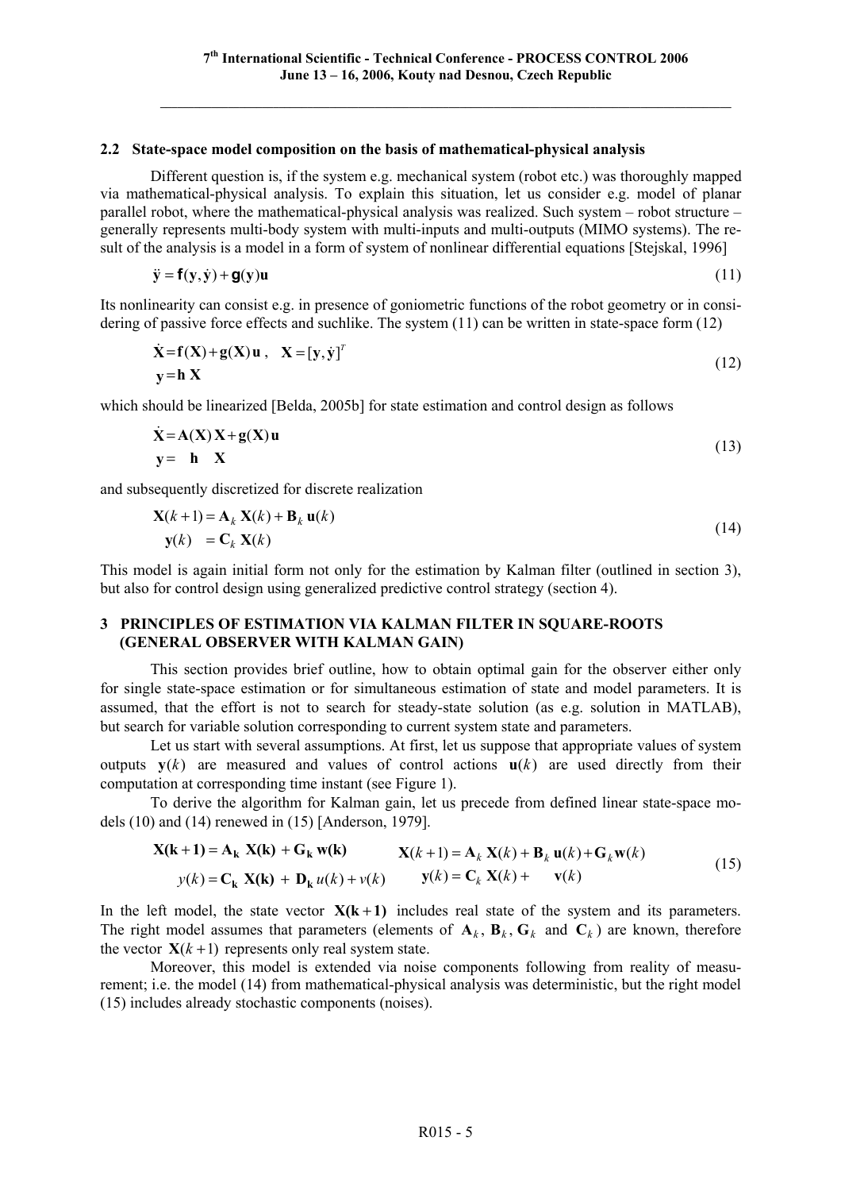### 2.2 State-space model composition on the basis of mathematical-physical analysis

Different question is, if the system e.g. mechanical system (robot etc.) was thoroughly mapped via mathematical-physical analysis. To explain this situation, let us consider e.g. model of planar parallel robot, where the mathematical-physical analysis was realized. Such system – robot structure – generally represents multi-body system with multi-inputs and multi-outputs (MIMO systems). The result of the analysis is a model in a form of system of nonlinear differential equations [Stejskal, 1996]

$$\ddot{\mathbf{y}} = \mathbf{f}(\mathbf{y}, \dot{\mathbf{y}}) + \mathbf{g}(\mathbf{y})\mathbf{u} \tag{11}$$

Its nonlinearity can consist e.g. in presence of goniometric functions of the robot geometry or in considering of passive force effects and suchlike. The system (11) can be written in state-space form (12)

$$\begin{aligned} \dot{\mathbf{X}} &= \mathbf{f}(\mathbf{X}) + \mathbf{g}(\mathbf{X})\,\mathbf{u}\,, \quad \mathbf{X} = [\mathbf{y}, \dot{\mathbf{y}}]^T \\ \mathbf{y} &= \mathbf{h}\,\mathbf{X} \end{aligned} \tag{12}$$

which should be linearized [Belda, 2005b] for state estimation and control design as follows

$$\begin{aligned} \dot{\mathbf{X}} &= \mathbf{A}(\mathbf{X})\,\mathbf{X} + \mathbf{g}(\mathbf{X})\,\mathbf{u} \\ \mathbf{y} &= \quad \mathbf{h} \quad \mathbf{X} \end{aligned} \tag{13}$$

and subsequently discretized for discrete realization

$$\begin{aligned} \mathbf{X}(k+1) &= \mathbf{A}_k\,\mathbf{X}(k) + \mathbf{B}_k\,\mathbf{u}(k) \\ \mathbf{y}(k) &= \mathbf{C}_k\,\mathbf{X}(k) \end{aligned} \tag{14}$$

This model is again initial form not only for the estimation by Kalman filter (outlined in section 3), but also for control design using generalized predictive control strategy (section 4).

## 3 PRINCIPLES OF ESTIMATION VIA KALMAN FILTER IN SQUARE-ROOTS (GENERAL OBSERVER WITH KALMAN GAIN)

This section provides brief outline, how to obtain optimal gain for the observer either only for single state-space estimation or for simultaneous estimation of state and model parameters. It is assumed, that the effort is not to search for steady-state solution (as e.g. solution in MATLAB), but search for variable solution corresponding to current system state and parameters.

Let us start with several assumptions. At first, let us suppose that appropriate values of system outputs $\mathbf{y}(k)$ are measured and values of control actions $\mathbf{u}(k)$ are used directly from their computation at corresponding time instant (see Figure 1).

To derive the algorithm for Kalman gain, let us precede from defined linear state-space models (10) and (14) renewed in (15) [Anderson, 1979].

$$\begin{aligned} \mathbf{X(k+1)} &= \mathbf{A_k}\ \mathbf{X(k)} + \mathbf{G_k}\ \mathbf{w(k)} & \qquad \mathbf{X}(k+1) &= \mathbf{A}_k\,\mathbf{X}(k) + \mathbf{B}_k\,\mathbf{u}(k) + \mathbf{G}_k\mathbf{w}(k) \\ y(k) &= \mathbf{C_k}\ \mathbf{X(k)} + \mathbf{D_k}\,u(k) + v(k) & \qquad \mathbf{y}(k) &= \mathbf{C}_k\,\mathbf{X}(k) + \quad \mathbf{v}(k) \end{aligned} \tag{15}$$

In the left model, the state vector $\mathbf{X(k+1)}$ includes real state of the system and its parameters. The right model assumes that parameters (elements of $\mathbf{A}_k$, $\mathbf{B}_k$, $\mathbf{G}_k$ and $\mathbf{C}_k$) are known, therefore the vector $\mathbf{X}(k+1)$ represents only real system state.

Moreover, this model is extended via noise components following from reality of measurement; i.e. the model (14) from mathematical-physical analysis was deterministic, but the right model (15) includes already stochastic components (noises).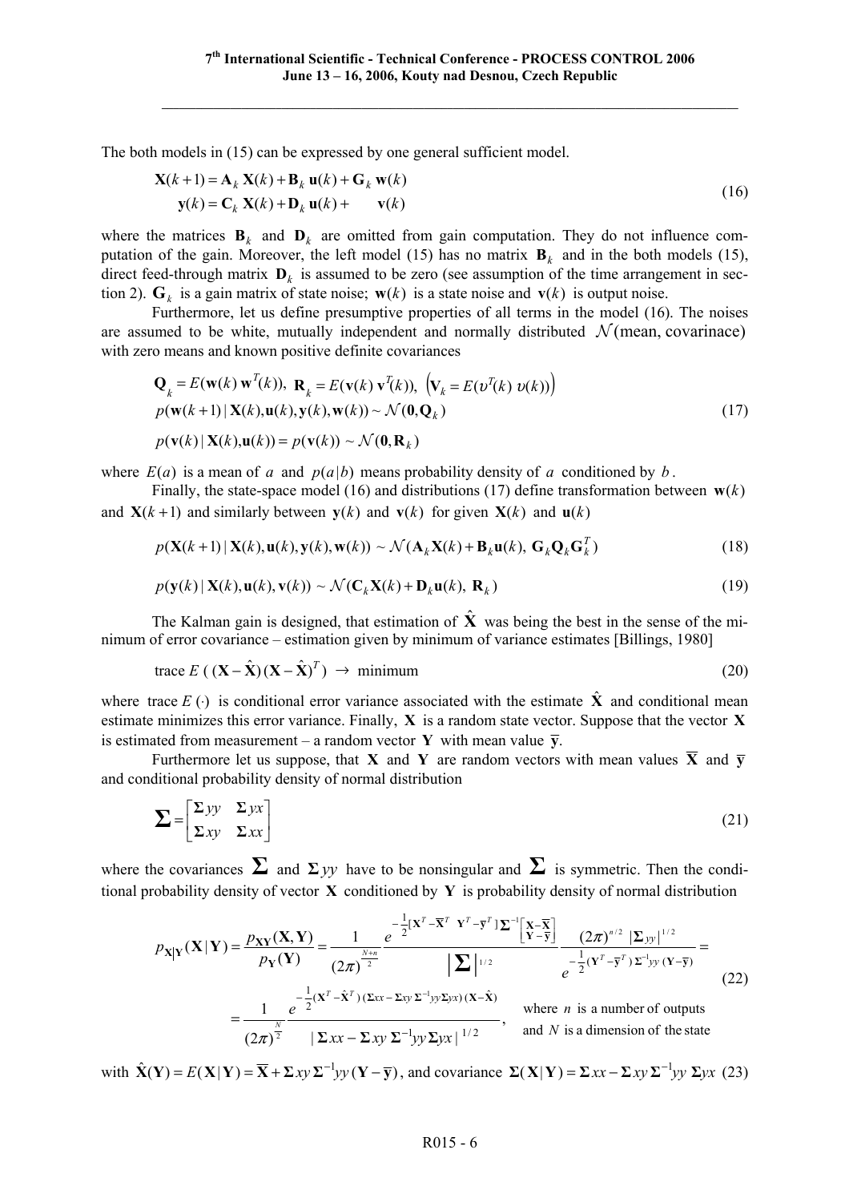The both models in (15) can be expressed by one general sufficient model.

$$
\begin{aligned}
\mathbf{X}(k+1) &= \mathbf{A}_k \, \mathbf{X}(k) + \mathbf{B}_k \, \mathbf{u}(k) + \mathbf{G}_k \, \mathbf{w}(k) \\
\mathbf{y}(k) &= \mathbf{C}_k \, \mathbf{X}(k) + \mathbf{D}_k \, \mathbf{u}(k) + \quad \mathbf{v}(k)
\end{aligned}
\tag{16}
$$

where the matrices $\mathbf{B}_k$ and $\mathbf{D}_k$ are omitted from gain computation. They do not influence computation of the gain. Moreover, the left model (15) has no matrix $\mathbf{B}_k$ and in the both models (15), direct feed-through matrix $\mathbf{D}_k$ is assumed to be zero (see assumption of the time arrangement in section 2). $\mathbf{G}_k$ is a gain matrix of state noise; $\mathbf{w}(k)$ is a state noise and $\mathbf{v}(k)$ is output noise.

Furthermore, let us define presumptive properties of all terms in the model (16). The noises are assumed to be white, mutually independent and normally distributed $\mathcal{N}(\text{mean, covarinace})$ with zero means and known positive definite covariances

$$
\begin{aligned}
&\mathbf{Q}_k = E(\mathbf{w}(k)\,\mathbf{w}^T(k)),\ \mathbf{R}_k = E(\mathbf{v}(k)\,\mathbf{v}^T(k)),\ \left(\mathbf{V}_k = E(\upsilon^T(k)\ \upsilon(k))\right) \\
&p(\mathbf{w}(k+1)\,|\,\mathbf{X}(k),\mathbf{u}(k),\mathbf{y}(k),\mathbf{w}(k)) \sim \mathcal{N}(\mathbf{0},\mathbf{Q}_k) \\
&p(\mathbf{v}(k)\,|\,\mathbf{X}(k),\mathbf{u}(k)) = p(\mathbf{v}(k)) \sim \mathcal{N}(\mathbf{0},\mathbf{R}_k)
\end{aligned}
\tag{17}
$$

where $E(a)$ is a mean of $a$ and $p(a|b)$ means probability density of $a$ conditioned by $b$.

Finally, the state-space model (16) and distributions (17) define transformation between $\mathbf{w}(k)$ and $\mathbf{X}(k+1)$ and similarly between $\mathbf{y}(k)$ and $\mathbf{v}(k)$ for given $\mathbf{X}(k)$ and $\mathbf{u}(k)$

$$
p(\mathbf{X}(k+1)\,|\,\mathbf{X}(k),\mathbf{u}(k),\mathbf{y}(k),\mathbf{w}(k)) \sim \mathcal{N}(\mathbf{A}_k\mathbf{X}(k) + \mathbf{B}_k\mathbf{u}(k),\ \mathbf{G}_k\mathbf{Q}_k\mathbf{G}_k^T)
\tag{18}
$$

$$
p(\mathbf{y}(k)\,|\,\mathbf{X}(k),\mathbf{u}(k),\mathbf{v}(k)) \sim \mathcal{N}(\mathbf{C}_k\mathbf{X}(k) + \mathbf{D}_k\mathbf{u}(k),\ \mathbf{R}_k)
\tag{19}
$$

The Kalman gain is designed, that estimation of $\hat{\mathbf{X}}$ was being the best in the sense of the minimum of error covariance – estimation given by minimum of variance estimates [Billings, 1980]

$$
\text{trace}\,E\,(\,(\mathbf{X}-\hat{\mathbf{X}})(\mathbf{X}-\hat{\mathbf{X}})^T) \ \rightarrow \ \text{minimum}
\tag{20}
$$

where $\text{trace}\,E\,(\cdot)$ is conditional error variance associated with the estimate $\hat{\mathbf{X}}$ and conditional mean estimate minimizes this error variance. Finally, $\mathbf{X}$ is a random state vector. Suppose that the vector $\mathbf{X}$ is estimated from measurement – a random vector $\mathbf{Y}$ with mean value $\overline{\mathbf{y}}$.

Furthermore let us suppose, that $\mathbf{X}$ and $\mathbf{Y}$ are random vectors with mean values $\overline{\mathbf{X}}$ and $\overline{\mathbf{y}}$ and conditional probability density of normal distribution

$$
\boldsymbol{\Sigma} = \begin{bmatrix} \boldsymbol{\Sigma}yy & \boldsymbol{\Sigma}yx \\ \boldsymbol{\Sigma}xy & \boldsymbol{\Sigma}xx \end{bmatrix}
\tag{21}
$$

where the covariances $\boldsymbol{\Sigma}$ and $\boldsymbol{\Sigma}yy$ have to be nonsingular and $\boldsymbol{\Sigma}$ is symmetric. Then the conditional probability density of vector $\mathbf{X}$ conditioned by $\mathbf{Y}$ is probability density of normal distribution

$$
\begin{aligned}
p_{\mathbf{X}|\mathbf{Y}}(\mathbf{X}\,|\,\mathbf{Y}) &= \frac{p_{\mathbf{XY}}(\mathbf{X},\mathbf{Y})}{p_{\mathbf{Y}}(\mathbf{Y})} = \frac{1}{(2\pi)^{\frac{N+n}{2}}} \frac{e^{-\frac{1}{2}[\mathbf{X}^T-\overline{\mathbf{X}}^T\ \ \mathbf{Y}^T-\overline{\mathbf{y}}^T]\,\boldsymbol{\Sigma}^{-1}\begin{bmatrix}\mathbf{X}-\overline{\mathbf{X}}\\ \mathbf{Y}-\overline{\mathbf{y}}\end{bmatrix}}}{\left|\boldsymbol{\Sigma}\right|^{1/2}} \frac{(2\pi)^{n/2}\,\left|\boldsymbol{\Sigma}yy\right|^{1/2}}{e^{-\frac{1}{2}(\mathbf{Y}^T-\overline{\mathbf{y}}^T)\,\boldsymbol{\Sigma}^{-1}yy\,(\mathbf{Y}-\overline{\mathbf{y}})}} = \\
&= \frac{1}{(2\pi)^{\frac{N}{2}}} \frac{e^{-\frac{1}{2}(\mathbf{X}^T-\hat{\mathbf{X}}^T)\,(\boldsymbol{\Sigma}xx-\boldsymbol{\Sigma}xy\,\boldsymbol{\Sigma}^{-1}yy\boldsymbol{\Sigma}yx)\,(\mathbf{X}-\hat{\mathbf{X}})}}{\left|\,\boldsymbol{\Sigma}xx-\boldsymbol{\Sigma}xy\,\boldsymbol{\Sigma}^{-1}yy\boldsymbol{\Sigma}yx\,\right|^{1/2}}, \quad \begin{array}{l}\text{where } n \text{ is a number of outputs} \\ \text{and } N \text{ is a dimension of the state}\end{array}
\end{aligned}
\tag{22}
$$

with $\hat{\mathbf{X}}(\mathbf{Y}) = E(\mathbf{X}\,|\,\mathbf{Y}) = \overline{\mathbf{X}} + \boldsymbol{\Sigma}xy\,\boldsymbol{\Sigma}^{-1}yy\,(\mathbf{Y}-\overline{\mathbf{y}})$, and covariance $\boldsymbol{\Sigma}(\,\mathbf{X}\,|\,\mathbf{Y}) = \boldsymbol{\Sigma}xx - \boldsymbol{\Sigma}xy\,\boldsymbol{\Sigma}^{-1}yy\ \boldsymbol{\Sigma}yx$ (23)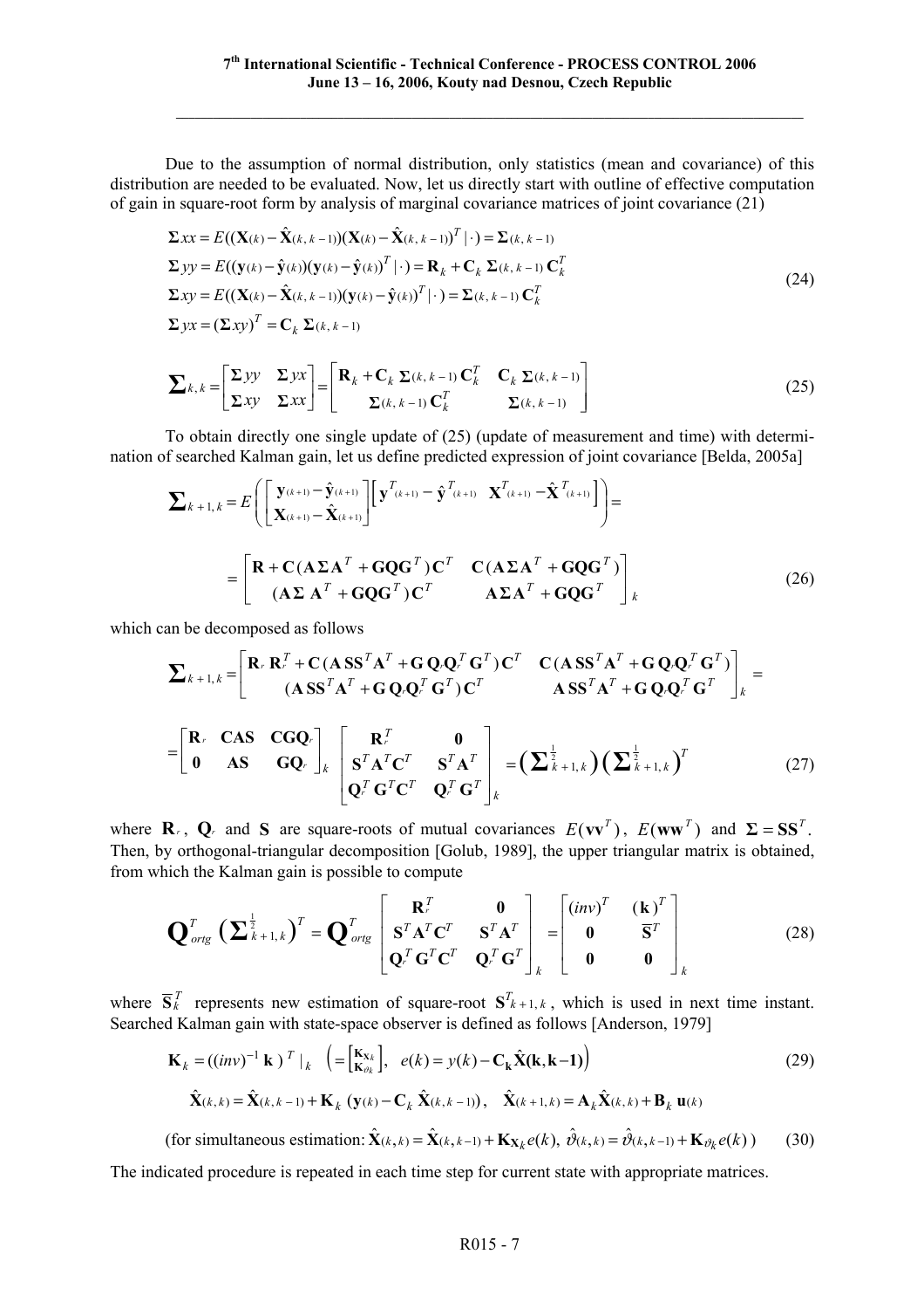Due to the assumption of normal distribution, only statistics (mean and covariance) of this distribution are needed to be evaluated. Now, let us directly start with outline of effective computation of gain in square-root form by analysis of marginal covariance matrices of joint covariance (21)

$$
\begin{aligned}
\mathbf{\Sigma}xx &= E((\mathbf{X}(k)-\hat{\mathbf{X}}(k,k-1))(\mathbf{X}(k)-\hat{\mathbf{X}}(k,k-1))^T\,|\,\cdot) = \mathbf{\Sigma}(k,k-1) \\
\mathbf{\Sigma}yy &= E((\mathbf{y}(k)-\hat{\mathbf{y}}(k))(\mathbf{y}(k)-\hat{\mathbf{y}}(k))^T\,|\,\cdot) = \mathbf{R}_k + \mathbf{C}_k\,\mathbf{\Sigma}(k,k-1)\,\mathbf{C}_k^T \\
\mathbf{\Sigma}xy &= E((\mathbf{X}(k)-\hat{\mathbf{X}}(k,k-1))(\mathbf{y}(k)-\hat{\mathbf{y}}(k))^T\,|\,\cdot) = \mathbf{\Sigma}(k,k-1)\,\mathbf{C}_k^T \\
\mathbf{\Sigma}yx &= (\mathbf{\Sigma}xy)^T = \mathbf{C}_k\,\mathbf{\Sigma}(k,k-1)
\end{aligned}
\tag{24}
$$

$$
\mathbf{\Sigma}_{k,k} = \begin{bmatrix} \mathbf{\Sigma}yy & \mathbf{\Sigma}yx \\ \mathbf{\Sigma}xy & \mathbf{\Sigma}xx \end{bmatrix} = \begin{bmatrix} \mathbf{R}_k + \mathbf{C}_k\,\mathbf{\Sigma}(k,k-1)\,\mathbf{C}_k^T & \mathbf{C}_k\,\mathbf{\Sigma}(k,k-1) \\ \mathbf{\Sigma}(k,k-1)\,\mathbf{C}_k^T & \mathbf{\Sigma}(k,k-1) \end{bmatrix}
\tag{25}
$$

To obtain directly one single update of (25) (update of measurement and time) with determination of searched Kalman gain, let us define predicted expression of joint covariance [Belda, 2005a]

$$
\mathbf{\Sigma}_{k+1,k} = E\left( \begin{bmatrix} \mathbf{y}(k+1) - \hat{\mathbf{y}}(k+1) \\ \mathbf{X}(k+1) - \hat{\mathbf{X}}(k+1) \end{bmatrix} \begin{bmatrix} \mathbf{y}^T(k+1) - \hat{\mathbf{y}}^T(k+1) & \mathbf{X}^T(k+1) - \hat{\mathbf{X}}^T(k+1) \end{bmatrix} \right) =
$$

$$
= \begin{bmatrix} \mathbf{R} + \mathbf{C}(\mathbf{A}\mathbf{\Sigma}\mathbf{A}^T + \mathbf{G}\mathbf{Q}\mathbf{G}^T)\mathbf{C}^T & \mathbf{C}(\mathbf{A}\mathbf{\Sigma}\mathbf{A}^T + \mathbf{G}\mathbf{Q}\mathbf{G}^T) \\ (\mathbf{A}\mathbf{\Sigma}\,\mathbf{A}^T + \mathbf{G}\mathbf{Q}\mathbf{G}^T)\mathbf{C}^T & \mathbf{A}\mathbf{\Sigma}\mathbf{A}^T + \mathbf{G}\mathbf{Q}\mathbf{G}^T \end{bmatrix}_k
\tag{26}
$$

which can be decomposed as follows

$$
\mathbf{\Sigma}_{k+1,k} = \begin{bmatrix} \mathbf{R}_r\,\mathbf{R}_r^T + \mathbf{C}(\mathbf{A}\,\mathbf{S}\mathbf{S}^T\mathbf{A}^T + \mathbf{G}\,\mathbf{Q}_r\mathbf{Q}_r^T\,\mathbf{G}^T)\mathbf{C}^T & \mathbf{C}(\mathbf{A}\,\mathbf{S}\mathbf{S}^T\mathbf{A}^T + \mathbf{G}\,\mathbf{Q}_r\mathbf{Q}_r^T\,\mathbf{G}^T) \\ (\mathbf{A}\,\mathbf{S}\mathbf{S}^T\mathbf{A}^T + \mathbf{G}\,\mathbf{Q}_r\mathbf{Q}_r^T\,\mathbf{G}^T)\mathbf{C}^T & \mathbf{A}\,\mathbf{S}\mathbf{S}^T\mathbf{A}^T + \mathbf{G}\,\mathbf{Q}_r\mathbf{Q}_r^T\,\mathbf{G}^T \end{bmatrix}_k =
$$

$$
= \begin{bmatrix} \mathbf{R}_r & \mathbf{CAS} & \mathbf{CGQ}_r \\ \mathbf{0} & \mathbf{AS} & \mathbf{GQ}_r \end{bmatrix}_k \begin{bmatrix} \mathbf{R}_r^T & \mathbf{0} \\ \mathbf{S}^T\mathbf{A}^T\mathbf{C}^T & \mathbf{S}^T\mathbf{A}^T \\ \mathbf{Q}_r^T\,\mathbf{G}^T\mathbf{C}^T & \mathbf{Q}_r^T\,\mathbf{G}^T \end{bmatrix}_k = \left(\mathbf{\Sigma}^{\frac{1}{2}}_{k+1,k}\right)\left(\mathbf{\Sigma}^{\frac{1}{2}}_{k+1,k}\right)^T
\tag{27}
$$

where $\mathbf{R}_r$, $\mathbf{Q}_r$ and $\mathbf{S}$ are square-roots of mutual covariances $E(\mathbf{v}\mathbf{v}^T)$, $E(\mathbf{w}\mathbf{w}^T)$ and $\mathbf{\Sigma} = \mathbf{S}\mathbf{S}^T$. Then, by orthogonal-triangular decomposition [Golub, 1989], the upper triangular matrix is obtained, from which the Kalman gain is possible to compute

$$
\mathbf{Q}_{ortg}^T \left(\mathbf{\Sigma}^{\frac{1}{2}}_{k+1,k}\right)^T = \mathbf{Q}_{ortg}^T \begin{bmatrix} \mathbf{R}_r^T & \mathbf{0} \\ \mathbf{S}^T\mathbf{A}^T\mathbf{C}^T & \mathbf{S}^T\mathbf{A}^T \\ \mathbf{Q}_r^T\,\mathbf{G}^T\mathbf{C}^T & \mathbf{Q}_r^T\,\mathbf{G}^T \end{bmatrix}_k = \begin{bmatrix} (inv)^T & (\mathbf{k})^T \\ \mathbf{0} & \overline{\mathbf{S}}^T \\ \mathbf{0} & \mathbf{0} \end{bmatrix}_k
\tag{28}
$$

where $\overline{\mathbf{S}}_k^T$ represents new estimation of square-root $\mathbf{S}^T_{k+1,k}$, which is used in next time instant. Searched Kalman gain with state-space observer is defined as follows [Anderson, 1979]

$$
\mathbf{K}_k = ((inv)^{-1}\,\mathbf{k}\,)^T\,|_k \quad \left( = \begin{bmatrix} \mathbf{K}_{\mathbf{X}_k} \\ \mathbf{K}_{\vartheta_k} \end{bmatrix}, \;\; e(k) = y(k) - \mathbf{C_k}\hat{\mathbf{X}}(\mathbf{k},\mathbf{k-1}) \right)
\tag{29}
$$

$$
\hat{\mathbf{X}}(k,k) = \hat{\mathbf{X}}(k,k-1) + \mathbf{K}_k\,(\mathbf{y}(k) - \mathbf{C}_k\,\hat{\mathbf{X}}(k,k-1)), \quad \hat{\mathbf{X}}(k+1,k) = \mathbf{A}_k\hat{\mathbf{X}}(k,k) + \mathbf{B}_k\,\mathbf{u}(k)
$$

$$
\text{(for simultaneous estimation: } \hat{\mathbf{X}}(k,k) = \hat{\mathbf{X}}(k,k-1) + \mathbf{K}_{\mathbf{X}_k} e(k),\; \hat{\vartheta}(k,k) = \hat{\vartheta}(k,k-1) + \mathbf{K}_{\vartheta_k} e(k)\text{)}
\tag{30}
$$

The indicated procedure is repeated in each time step for current state with appropriate matrices.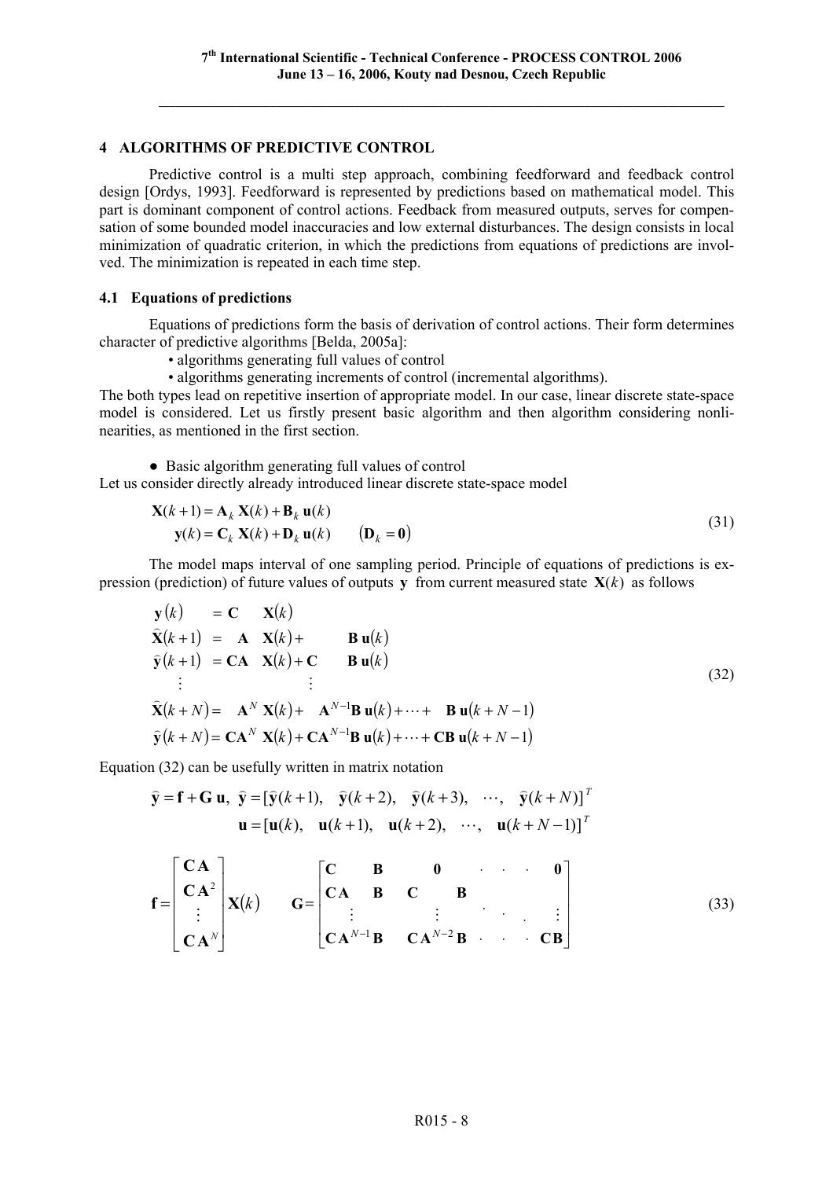## 4 ALGORITHMS OF PREDICTIVE CONTROL

Predictive control is a multi step approach, combining feedforward and feedback control design [Ordys, 1993]. Feedforward is represented by predictions based on mathematical model. This part is dominant component of control actions. Feedback from measured outputs, serves for compensation of some bounded model inaccuracies and low external disturbances. The design consists in local minimization of quadratic criterion, in which the predictions from equations of predictions are involved. The minimization is repeated in each time step.

### 4.1 Equations of predictions

Equations of predictions form the basis of derivation of control actions. Their form determines character of predictive algorithms [Belda, 2005a]:

- algorithms generating full values of control
- algorithms generating increments of control (incremental algorithms).

The both types lead on repetitive insertion of appropriate model. In our case, linear discrete state-space model is considered. Let us firstly present basic algorithm and then algorithm considering nonlinearities, as mentioned in the first section.

- Basic algorithm generating full values of control

Let us consider directly already introduced linear discrete state-space model

$$
\begin{aligned}
\mathbf{X}(k+1) &= \mathbf{A}_k\,\mathbf{X}(k) + \mathbf{B}_k\,\mathbf{u}(k) \\
\mathbf{y}(k) &= \mathbf{C}_k\,\mathbf{X}(k) + \mathbf{D}_k\,\mathbf{u}(k) \qquad (\mathbf{D}_k = \mathbf{0})
\end{aligned}
\tag{31}
$$

The model maps interval of one sampling period. Principle of equations of predictions is expression (prediction) of future values of outputs $\mathbf{y}$ from current measured state $\mathbf{X}(k)$ as follows

$$
\begin{aligned}
\mathbf{y}(k) &= \mathbf{C}\,\mathbf{X}(k) \\
\hat{\mathbf{X}}(k+1) &= \mathbf{A}\,\mathbf{X}(k) + \mathbf{B}\,\mathbf{u}(k) \\
\hat{\mathbf{y}}(k+1) &= \mathbf{CA}\,\mathbf{X}(k) + \mathbf{C}\,\mathbf{B}\,\mathbf{u}(k) \\
&\;\;\vdots \\
\hat{\mathbf{X}}(k+N) &= \mathbf{A}^N\,\mathbf{X}(k) + \mathbf{A}^{N-1}\mathbf{B}\,\mathbf{u}(k) + \cdots + \mathbf{B}\,\mathbf{u}(k+N-1) \\
\hat{\mathbf{y}}(k+N) &= \mathbf{CA}^N\,\mathbf{X}(k) + \mathbf{CA}^{N-1}\mathbf{B}\,\mathbf{u}(k) + \cdots + \mathbf{CB}\,\mathbf{u}(k+N-1)
\end{aligned}
\tag{32}
$$

Equation (32) can be usefully written in matrix notation

$$
\hat{\mathbf{y}} = \mathbf{f} + \mathbf{G}\,\mathbf{u},\;\; \hat{\mathbf{y}} = [\hat{\mathbf{y}}(k+1),\;\; \hat{\mathbf{y}}(k+2),\;\; \hat{\mathbf{y}}(k+3),\;\; \cdots,\;\; \hat{\mathbf{y}}(k+N)]^T
$$
$$
\mathbf{u} = [\mathbf{u}(k),\;\; \mathbf{u}(k+1),\;\; \mathbf{u}(k+2),\;\; \cdots,\;\; \mathbf{u}(k+N-1)]^T
$$

$$
\mathbf{f} = \begin{bmatrix} \mathbf{CA} \\ \mathbf{CA}^2 \\ \vdots \\ \mathbf{CA}^N \end{bmatrix} \mathbf{X}(k) \qquad
\mathbf{G} = \begin{bmatrix} \mathbf{C}\;\;\mathbf{B} & \mathbf{0} & \cdots & \mathbf{0} \\ \mathbf{CA}\;\;\mathbf{B} & \mathbf{C}\;\;\mathbf{B} & & \\ \vdots & \vdots & \ddots & \vdots \\ \mathbf{CA}^{N-1}\mathbf{B} & \mathbf{CA}^{N-2}\mathbf{B} & \cdots & \mathbf{CB} \end{bmatrix}
\tag{33}
$$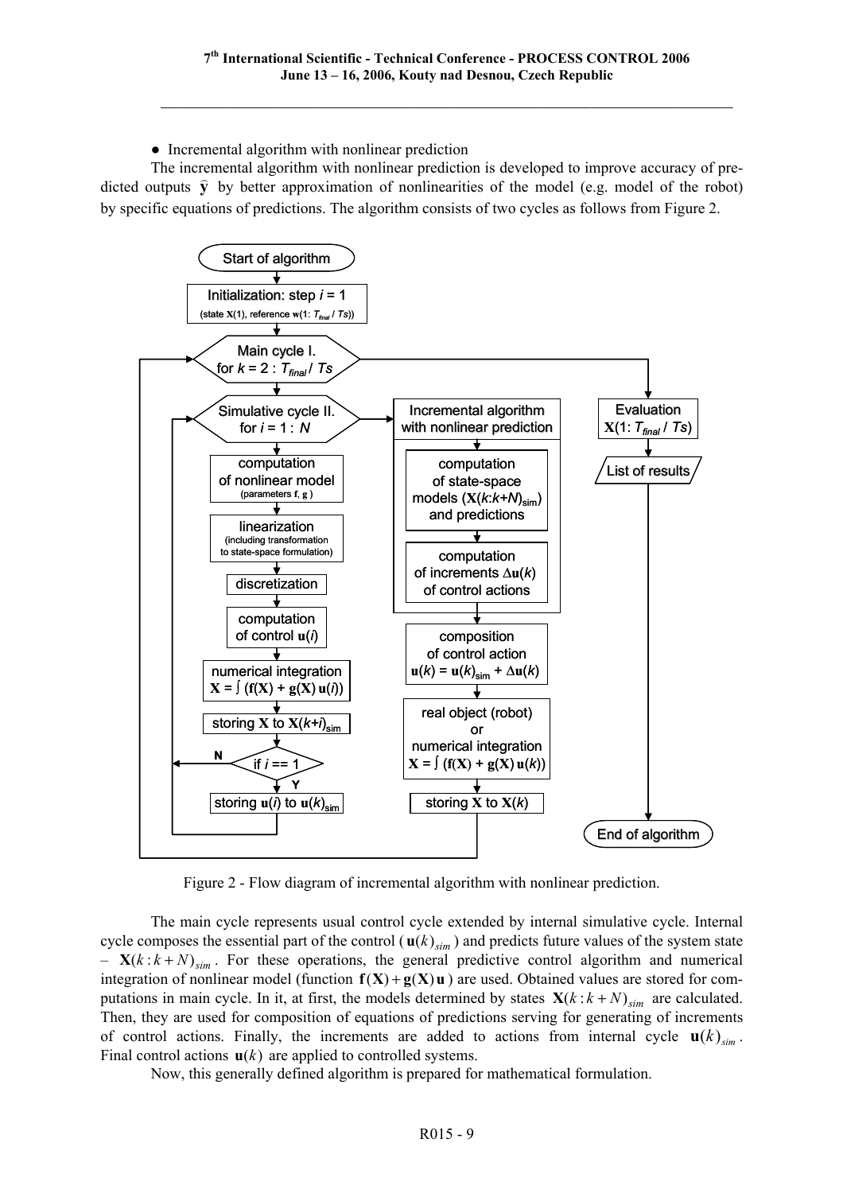● Incremental algorithm with nonlinear prediction

The incremental algorithm with nonlinear prediction is developed to improve accuracy of predicted outputs $\hat{\mathbf{y}}$ by better approximation of nonlinearities of the model (e.g. model of the robot) by specific equations of predictions. The algorithm consists of two cycles as follows from Figure 2.

Figure 2 - Flow diagram of incremental algorithm with nonlinear prediction.

The main cycle represents usual control cycle extended by internal simulative cycle. Internal cycle composes the essential part of the control ($\mathbf{u}(k)_{sim}$) and predicts future values of the system state – $\mathbf{X}(k:k+N)_{sim}$. For these operations, the general predictive control algorithm and numerical integration of nonlinear model (function $\mathbf{f}(\mathbf{X})+\mathbf{g}(\mathbf{X})\mathbf{u}$) are used. Obtained values are stored for computations in main cycle. In it, at first, the models determined by states $\mathbf{X}(k:k+N)_{sim}$ are calculated. Then, they are used for composition of equations of predictions serving for generating of increments of control actions. Finally, the increments are added to actions from internal cycle $\mathbf{u}(k)_{sim}$. Final control actions $\mathbf{u}(k)$ are applied to controlled systems.

Now, this generally defined algorithm is prepared for mathematical formulation.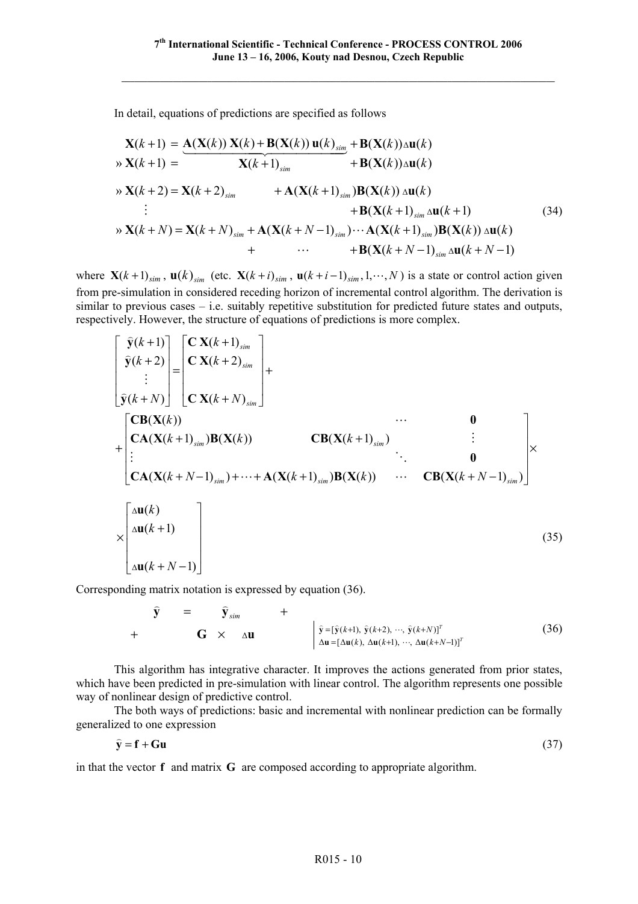In detail, equations of predictions are specified as follows

$$
\begin{aligned}
&\mathbf{X}(k+1) = \underbrace{\mathbf{A}(\mathbf{X}(k))\,\mathbf{X}(k) + \mathbf{B}(\mathbf{X}(k))\,\mathbf{u}(k)_{sim}} + \mathbf{B}(\mathbf{X}(k))\Delta\mathbf{u}(k) \\
&» \mathbf{X}(k+1) = \qquad\qquad \mathbf{X}(k+1)_{sim} \qquad\qquad + \mathbf{B}(\mathbf{X}(k))\Delta\mathbf{u}(k) \\
&» \mathbf{X}(k+2) = \mathbf{X}(k+2)_{sim} \qquad + \mathbf{A}(\mathbf{X}(k+1)_{sim})\mathbf{B}(\mathbf{X}(k))\,\Delta\mathbf{u}(k) \\
&\qquad \vdots \qquad\qquad\qquad\qquad\qquad\qquad + \mathbf{B}(\mathbf{X}(k+1)_{sim}\,\Delta\mathbf{u}(k+1) \\
&» \mathbf{X}(k+N) = \mathbf{X}(k+N)_{sim} + \mathbf{A}(\mathbf{X}(k+N-1)_{sim})\cdots\mathbf{A}(\mathbf{X}(k+1)_{sim})\mathbf{B}(\mathbf{X}(k))\,\Delta\mathbf{u}(k) \\
&\qquad\qquad\qquad\qquad + \qquad \cdots \qquad + \mathbf{B}(\mathbf{X}(k+N-1)_{sim}\,\Delta\mathbf{u}(k+N-1)
\end{aligned}
\tag{34}
$$

where $\mathbf{X}(k+1)_{sim}$, $\mathbf{u}(k)_{sim}$ (etc. $\mathbf{X}(k+i)_{sim}$, $\mathbf{u}(k+i-1)_{sim}, 1, \cdots, N$) is a state or control action given from pre-simulation in considered receding horizon of incremental control algorithm. The derivation is similar to previous cases – i.e. suitably repetitive substitution for predicted future states and outputs, respectively. However, the structure of equations of predictions is more complex.

$$
\begin{bmatrix} \hat{\mathbf{y}}(k+1) \\ \hat{\mathbf{y}}(k+2) \\ \vdots \\ \hat{\mathbf{y}}(k+N) \end{bmatrix} = \begin{bmatrix} \mathbf{C}\,\mathbf{X}(k+1)_{sim} \\ \mathbf{C}\,\mathbf{X}(k+2)_{sim} \\ \\ \mathbf{C}\,\mathbf{X}(k+N)_{sim} \end{bmatrix} +
$$

$$
+ \begin{bmatrix} \mathbf{CB}(\mathbf{X}(k)) & & \cdots & \mathbf{0} \\ \mathbf{CA}(\mathbf{X}(k+1)_{sim})\mathbf{B}(\mathbf{X}(k)) & \mathbf{CB}(\mathbf{X}(k+1)_{sim}) & & \vdots \\ \vdots & & \ddots & \mathbf{0} \\ \mathbf{CA}(\mathbf{X}(k+N-1)_{sim}) + \cdots + \mathbf{A}(\mathbf{X}(k+1)_{sim})\mathbf{B}(\mathbf{X}(k)) & & \cdots & \mathbf{CB}(\mathbf{X}(k+N-1)_{sim}) \end{bmatrix} \times
$$

$$
\times \begin{bmatrix} \Delta\mathbf{u}(k) \\ \Delta\mathbf{u}(k+1) \\ \\ \Delta\mathbf{u}(k+N-1) \end{bmatrix}
\tag{35}
$$

Corresponding matrix notation is expressed by equation (36).

$$
\begin{aligned}
\hat{\mathbf{y}} \quad &= \quad \hat{\mathbf{y}}_{sim} \quad + \\
+ \quad &\mathbf{G} \;\times\; \Delta\mathbf{u}
\end{aligned}
\quad\left|\;
\begin{aligned}
&\hat{\mathbf{y}} = [\hat{\mathbf{y}}(k+1),\ \hat{\mathbf{y}}(k+2),\ \cdots,\ \hat{\mathbf{y}}(k+N)]^T \\
&\Delta\mathbf{u} = [\Delta\mathbf{u}(k),\ \Delta\mathbf{u}(k+1),\ \cdots,\ \Delta\mathbf{u}(k+N-1)]^T
\end{aligned}
\right.
\tag{36}
$$

This algorithm has integrative character. It improves the actions generated from prior states, which have been predicted in pre-simulation with linear control. The algorithm represents one possible way of nonlinear design of predictive control.

The both ways of predictions: basic and incremental with nonlinear prediction can be formally generalized to one expression

$$
\hat{\mathbf{y}} = \mathbf{f} + \mathbf{G}\mathbf{u}
\tag{37}
$$

in that the vector $\mathbf{f}$ and matrix $\mathbf{G}$ are composed according to appropriate algorithm.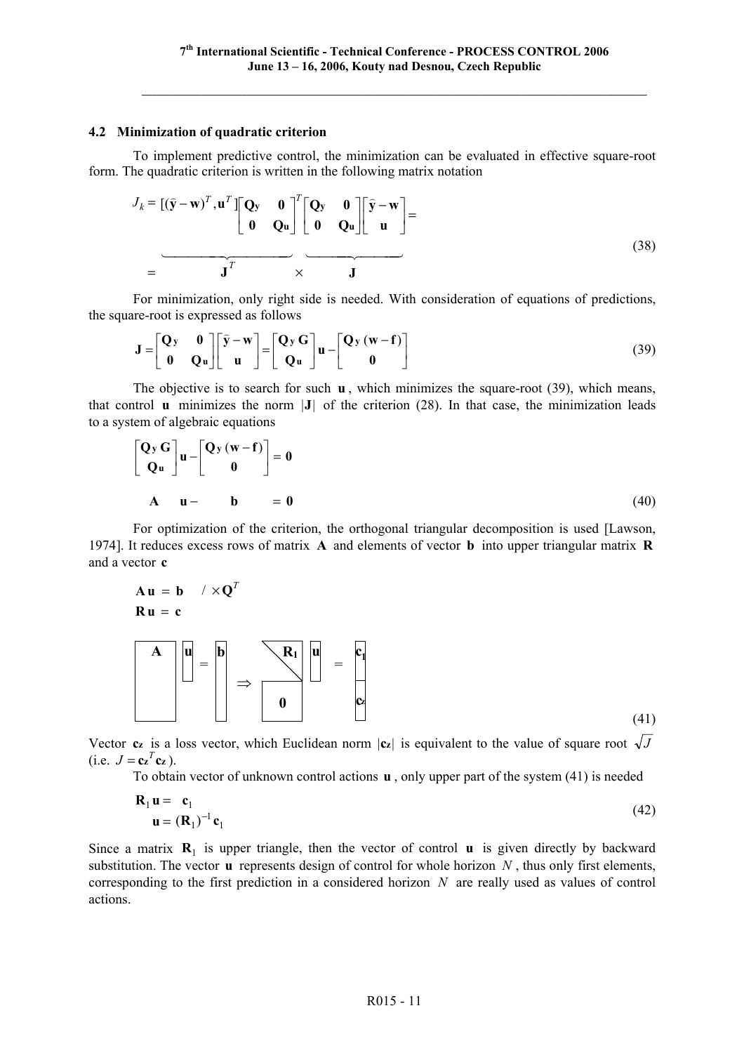### 4.2 Minimization of quadratic criterion

To implement predictive control, the minimization can be evaluated in effective square-root form. The quadratic criterion is written in the following matrix notation

$$J_k = \underbrace{[(\hat{\mathbf{y}}-\mathbf{w})^T, \mathbf{u}^T]\begin{bmatrix}\mathbf{Q_y} & \mathbf{0}\\ \mathbf{0} & \mathbf{Q_u}\end{bmatrix}^T}_{\mathbf{J}^T} \times \underbrace{\begin{bmatrix}\mathbf{Q_y} & \mathbf{0}\\ \mathbf{0} & \mathbf{Q_u}\end{bmatrix}\begin{bmatrix}\hat{\mathbf{y}}-\mathbf{w}\\ \mathbf{u}\end{bmatrix}}_{\mathbf{J}} \tag{38}$$

For minimization, only right side is needed. With consideration of equations of predictions, the square-root is expressed as follows

$$\mathbf{J} = \begin{bmatrix}\mathbf{Q_y} & \mathbf{0}\\ \mathbf{0} & \mathbf{Q_u}\end{bmatrix}\begin{bmatrix}\hat{\mathbf{y}}-\mathbf{w}\\ \mathbf{u}\end{bmatrix} = \begin{bmatrix}\mathbf{Q_y\,G}\\ \mathbf{Q_u}\end{bmatrix}\mathbf{u} - \begin{bmatrix}\mathbf{Q_y}\,(\mathbf{w}-\mathbf{f})\\ \mathbf{0}\end{bmatrix} \tag{39}$$

The objective is to search for such $\mathbf{u}$, which minimizes the square-root (39), which means, that control $\mathbf{u}$ minimizes the norm $|\mathbf{J}|$ of the criterion (28). In that case, the minimization leads to a system of algebraic equations

$$\begin{aligned}\begin{bmatrix}\mathbf{Q_y\,G}\\ \mathbf{Q_u}\end{bmatrix}\mathbf{u} - \begin{bmatrix}\mathbf{Q_y}\,(\mathbf{w}-\mathbf{f})\\ \mathbf{0}\end{bmatrix} &= \mathbf{0}\\ \mathbf{A}\quad \mathbf{u} - \quad \mathbf{b} \quad &= \mathbf{0}\end{aligned} \tag{40}$$

For optimization of the criterion, the orthogonal triangular decomposition is used [Lawson, 1974]. It reduces excess rows of matrix $\mathbf{A}$ and elements of vector $\mathbf{b}$ into upper triangular matrix $\mathbf{R}$ and a vector $\mathbf{c}$

$$\begin{aligned}\mathbf{A\,u} &= \mathbf{b} \quad / \times \mathbf{Q}^T\\ \mathbf{R\,u} &= \mathbf{c}\end{aligned}$$

$$[\mathbf{A}]\,[\mathbf{u}] = [\mathbf{b}] \;\Rightarrow\; \begin{bmatrix}\mathbf{R_1}\\ \mathbf{0}\end{bmatrix}[\mathbf{u}] = \begin{bmatrix}\mathbf{c_1}\\ \mathbf{c_z}\end{bmatrix} \tag{41}$$

Vector $\mathbf{c_z}$ is a loss vector, which Euclidean norm $|\mathbf{c_z}|$ is equivalent to the value of square root $\sqrt{J}$ (i.e. $J = \mathbf{c_z}^T\mathbf{c_z}$).

To obtain vector of unknown control actions $\mathbf{u}$, only upper part of the system (41) is needed

$$\begin{aligned}\mathbf{R}_1\,\mathbf{u} &= \mathbf{c}_1\\ \mathbf{u} &= (\mathbf{R}_1)^{-1}\,\mathbf{c}_1\end{aligned} \tag{42}$$

Since a matrix $\mathbf{R}_1$ is upper triangle, then the vector of control $\mathbf{u}$ is given directly by backward substitution. The vector $\mathbf{u}$ represents design of control for whole horizon $N$, thus only first elements, corresponding to the first prediction in a considered horizon $N$ are really used as values of control actions.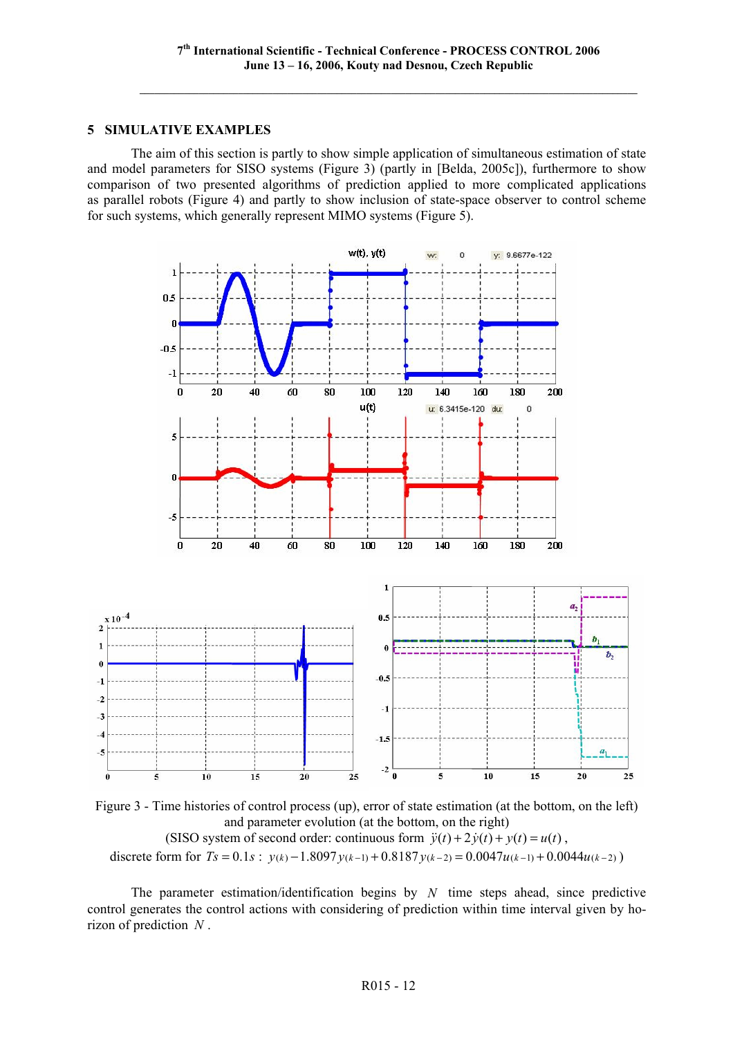## 5 SIMULATIVE EXAMPLES

The aim of this section is partly to show simple application of simultaneous estimation of state and model parameters for SISO systems (Figure 3) (partly in [Belda, 2005c]), furthermore to show comparison of two presented algorithms of prediction applied to more complicated applications as parallel robots (Figure 4) and partly to show inclusion of state-space observer to control scheme for such systems, which generally represent MIMO systems (Figure 5).

Figure 3 - Time histories of control process (up), error of state estimation (at the bottom, on the left) and parameter evolution (at the bottom, on the right)
(SISO system of second order: continuous form $\ddot{y}(t) + 2\dot{y}(t) + y(t) = u(t)$,
discrete form for $Ts = 0.1s$ : $y(k) - 1.8097\,y(k-1) + 0.8187\,y(k-2) = 0.0047u(k-1) + 0.0044u(k-2)$ )

The parameter estimation/identification begins by $N$ time steps ahead, since predictive control generates the control actions with considering of prediction within time interval given by horizon of prediction $N$.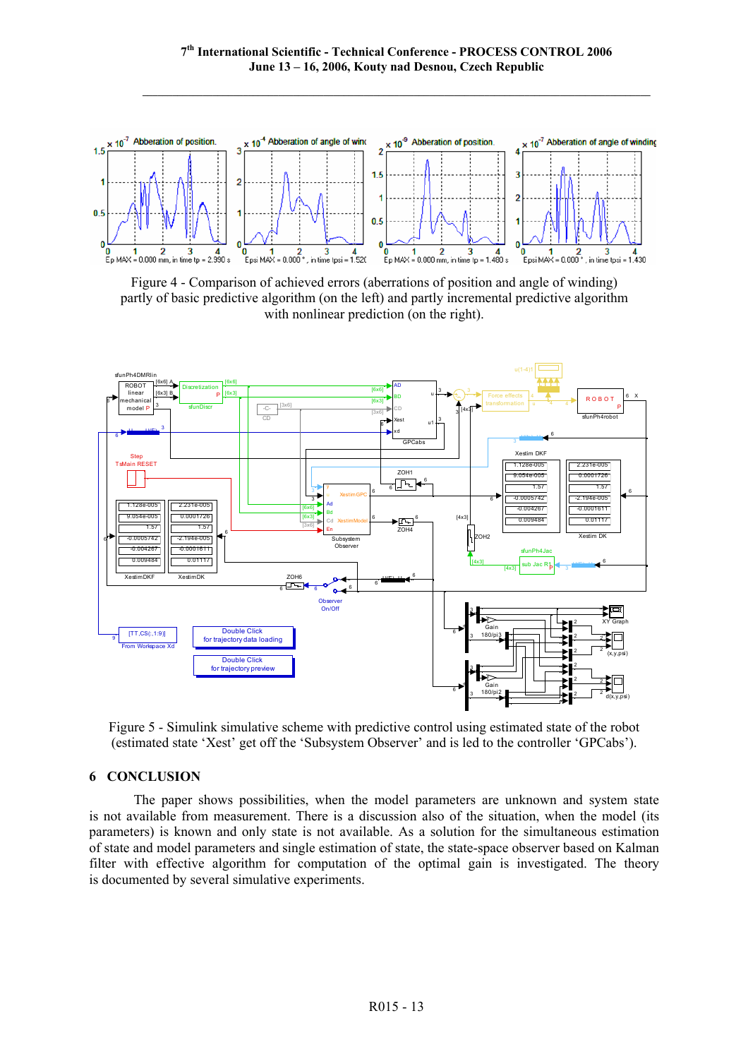Figure 4 - Comparison of achieved errors (aberrations of position and angle of winding) partly of basic predictive algorithm (on the left) and partly incremental predictive algorithm with nonlinear prediction (on the right).

Figure 5 - Simulink simulative scheme with predictive control using estimated state of the robot (estimated state 'Xest' get off the 'Subsystem Observer' and is led to the controller 'GPCabs').

## 6 CONCLUSION

The paper shows possibilities, when the model parameters are unknown and system state is not available from measurement. There is a discussion also of the situation, when the model (its parameters) is known and only state is not available. As a solution for the simultaneous estimation of state and model parameters and single estimation of state, the state-space observer based on Kalman filter with effective algorithm for computation of the optimal gain is investigated. The theory is documented by several simulative experiments.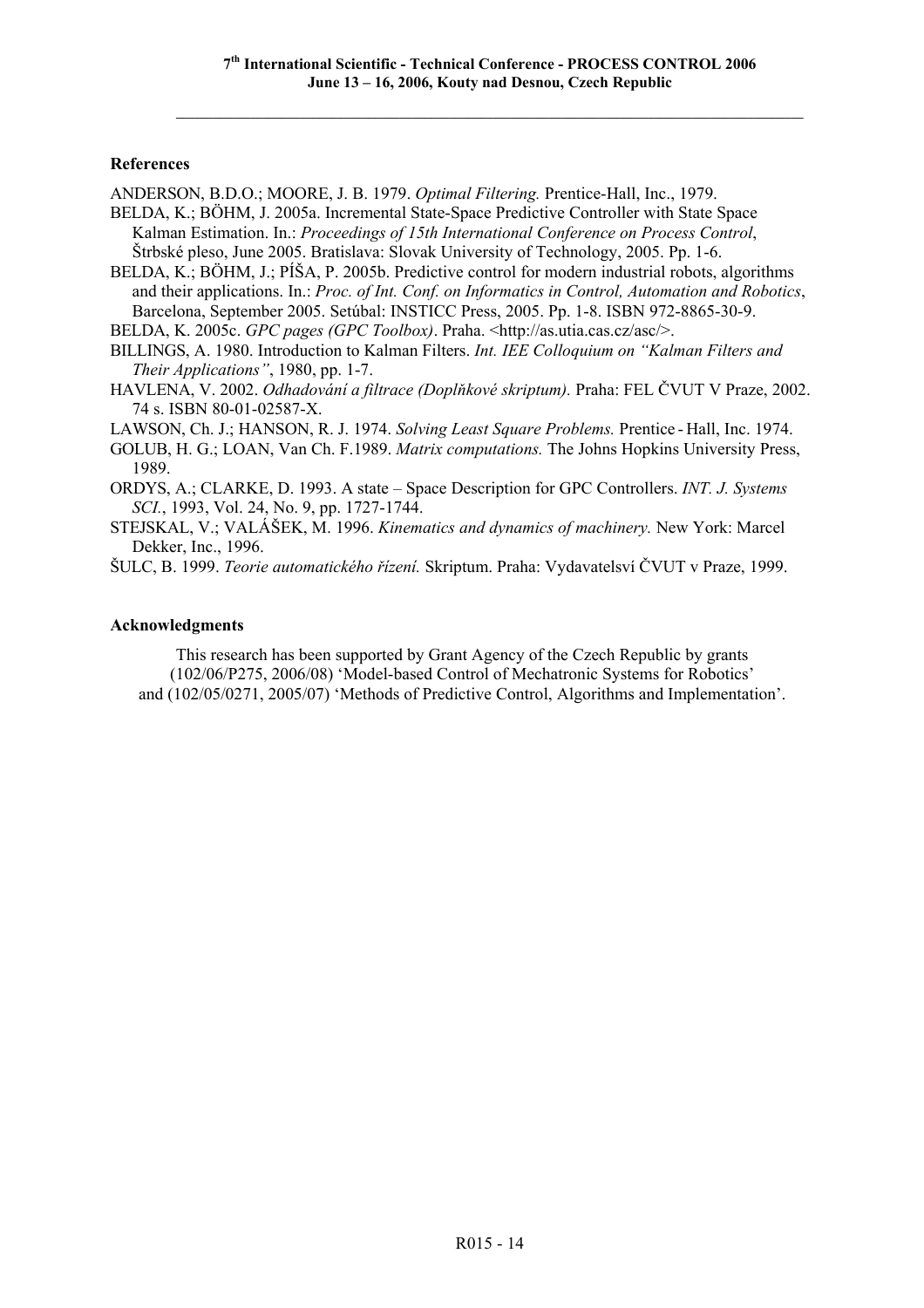## References

ANDERSON, B.D.O.; MOORE, J. B. 1979. *Optimal Filtering.* Prentice-Hall, Inc., 1979.

BELDA, K.; BÖHM, J. 2005a. Incremental State-Space Predictive Controller with State Space Kalman Estimation. In.: *Proceedings of 15th International Conference on Process Control*, Štrbské pleso, June 2005. Bratislava: Slovak University of Technology, 2005. Pp. 1-6.

BELDA, K.; BÖHM, J.; PÍŠA, P. 2005b. Predictive control for modern industrial robots, algorithms and their applications. In.: *Proc. of Int. Conf. on Informatics in Control, Automation and Robotics*, Barcelona, September 2005. Setúbal: INSTICC Press, 2005. Pp. 1-8. ISBN 972-8865-30-9.

BELDA, K. 2005c. *GPC pages (GPC Toolbox)*. Praha. <http://as.utia.cas.cz/asc/>.

BILLINGS, A. 1980. Introduction to Kalman Filters. *Int. IEE Colloquium on "Kalman Filters and Their Applications"*, 1980, pp. 1-7.

HAVLENA, V. 2002. *Odhadování a filtrace (Doplňkové skriptum).* Praha: FEL ČVUT V Praze, 2002. 74 s. ISBN 80-01-02587-X.

LAWSON, Ch. J.; HANSON, R. J. 1974. *Solving Least Square Problems.* Prentice - Hall, Inc. 1974.

GOLUB, H. G.; LOAN, Van Ch. F.1989. *Matrix computations.* The Johns Hopkins University Press, 1989.

ORDYS, A.; CLARKE, D. 1993. A state – Space Description for GPC Controllers. *INT. J. Systems SCI.*, 1993, Vol. 24, No. 9, pp. 1727-1744.

STEJSKAL, V.; VALÁŠEK, M. 1996. *Kinematics and dynamics of machinery.* New York: Marcel Dekker, Inc., 1996.

ŠULC, B. 1999. *Teorie automatického řízení.* Skriptum. Praha: Vydavatelsví ČVUT v Praze, 1999.

## Acknowledgments

This research has been supported by Grant Agency of the Czech Republic by grants (102/06/P275, 2006/08) 'Model-based Control of Mechatronic Systems for Robotics' and (102/05/0271, 2005/07) 'Methods of Predictive Control, Algorithms and Implementation'.